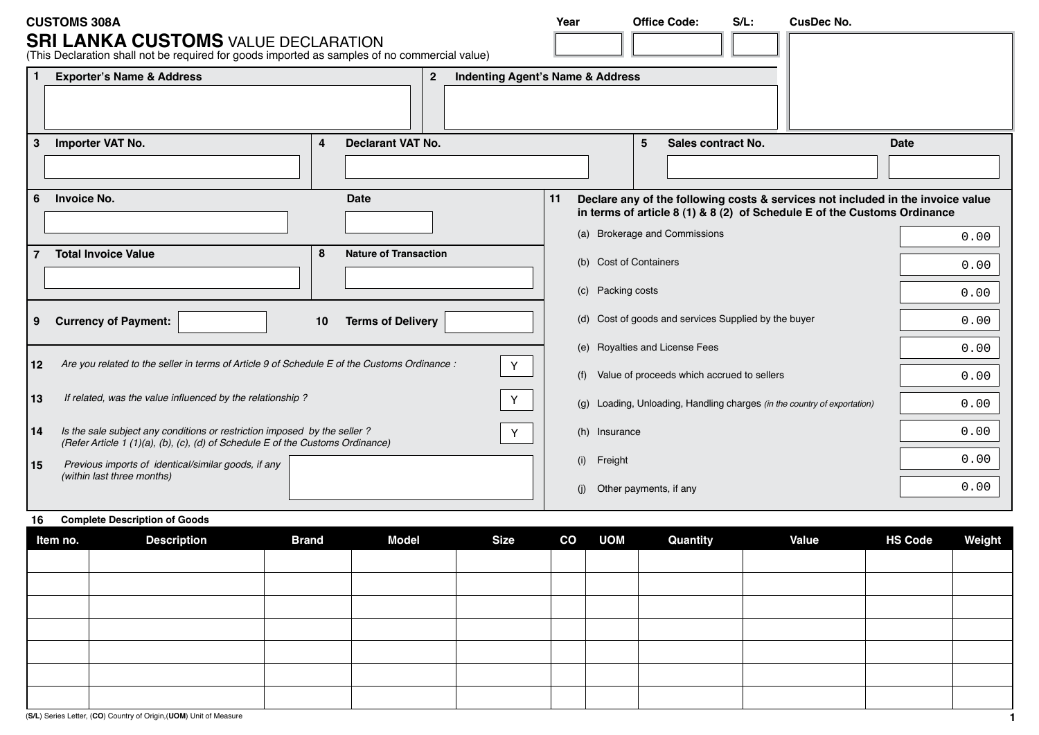**CUSTOMS 308A**

# SRI LANKA CUSTOMS VALUE DECLARATION

(This Declaration shall not be required for goods imported as samples of no commercial value)

| Year | Office Code: | S/L: | CusDec No. |
|---|---|---|---|
| | | | |

**1 Exporter's Name & Address**

**2 Indenting Agent's Name & Address**

**3 Importer VAT No.**

**4 Declarant VAT No.**

**5 Sales contract No.** &nbsp;&nbsp; **Date**

**6 Invoice No.** &nbsp;&nbsp; **Date**

**7 Total Invoice Value**

**8 Nature of Transaction**

**9 Currency of Payment:**

**10 Terms of Delivery**

**11 Declare any of the following costs & services not included in the invoice value in terms of article 8 (1) & 8 (2) of Schedule E of the Customs Ordinance**

| | Cost / Service | Amount |
|---|---|---|
| (a) | Brokerage and Commissions | 0.00 |
| (b) | Cost of Containers | 0.00 |
| (c) | Packing costs | 0.00 |
| (d) | Cost of goods and services Supplied by the buyer | 0.00 |
| (e) | Royalties and License Fees | 0.00 |
| (f) | Value of proceeds which accrued to sellers | 0.00 |
| (g) | Loading, Unloading, Handling charges *(in the country of exportation)* | 0.00 |
| (h) | Insurance | 0.00 |
| (i) | Freight | 0.00 |
| (j) | Other payments, if any | 0.00 |

**12** *Are you related to the seller in terms of Article 9 of Schedule E of the Customs Ordinance :* Y

**13** *If related, was the value influenced by the relationship ?* Y

**14** *Is the sale subject any conditions or restriction imposed by the seller ? (Refer Article 1 (1)(a), (b), (c), (d) of Schedule E of the Customs Ordinance)* Y

**15** *Previous imports of identical/similar goods, if any (within last three months)*

**16 Complete Description of Goods**

| Item no. | Description | Brand | Model | Size | CO | UOM | Quantity | Value | HS Code | Weight |
|---|---|---|---|---|---|---|---|---|---|---|
| | | | | | | | | | | |
| | | | | | | | | | | |
| | | | | | | | | | | |
| | | | | | | | | | | |
| | | | | | | | | | | |
| | | | | | | | | | | |
| | | | | | | | | | | |

(**S/L**) Series Letter, (**CO**) Country of Origin,(**UOM**) Unit of Measure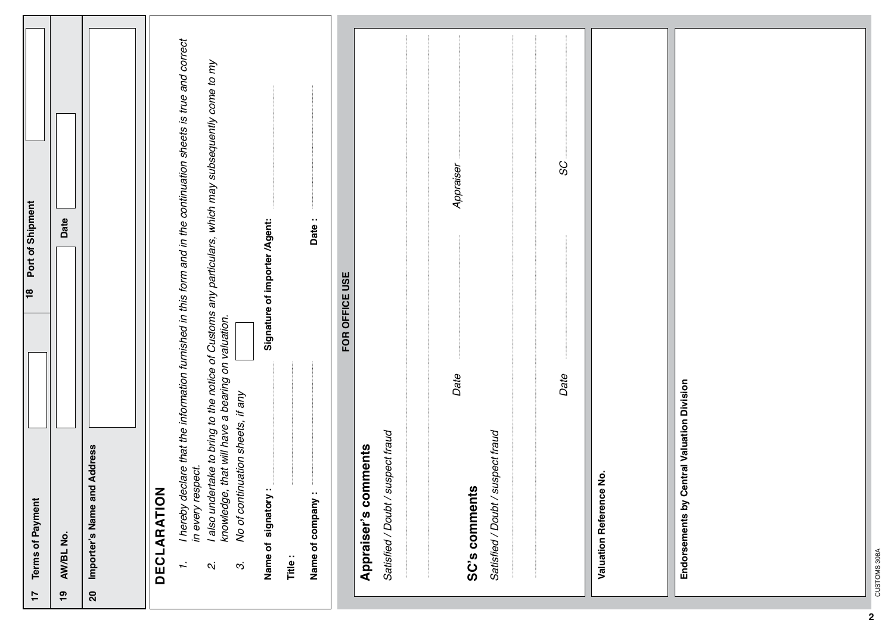| 17 Terms of Payment | | 18 Port of Shipment | |
|---|---|---|---|
| 19 AW/BL No. | | Date | |
| 20 Importer's Name and Address | | | |

## DECLARATION

1. *I hereby declare that the information furnished in this form and in the continuation sheets is true and correct in every respect.*
2. *I also undertake to bring to the notice of Customs any particulars, which may subsequently come to my knowledge, that will have a bearing on valuation.*
3. *No of continuation sheets, if any*

**Name of signatory :** ..................... **Signature of importer /Agent:** .....................

**Title :** .....................

**Name of company :** ..................... **Date :** .....................

**FOR OFFICE USE**

## Appraiser's comments

*Satisfied / Doubt / suspect fraud*

..............................................................................................................

..............................................................................................................

*Date* ..................... *Appraiser* .....................

## SC's comments

*Satisfied / Doubt / suspect fraud*

..............................................................................................................

..............................................................................................................

*Date* ..................... *SC* .....................

**Valuation Reference No.**

**Endorsements by Central Valuation Division**

CUSTOMS 308A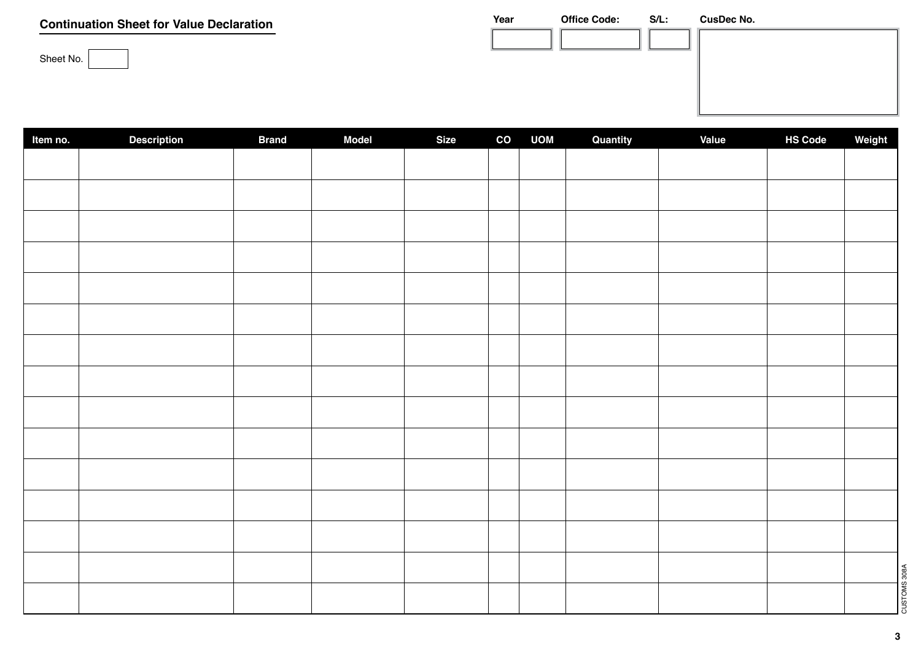## Continuation Sheet for Value Declaration

Sheet No.

| Year | Office Code: | S/L: | CusDec No. |
|---|---|---|---|
| | | | |

| Item no. | Description | Brand | Model | Size | CO | UOM | Quantity | Value | HS Code | Weight |
|---|---|---|---|---|---|---|---|---|---|---|
| | | | | | | | | | | |
| | | | | | | | | | | |
| | | | | | | | | | | |
| | | | | | | | | | | |
| | | | | | | | | | | |
| | | | | | | | | | | |
| | | | | | | | | | | |
| | | | | | | | | | | |
| | | | | | | | | | | |
| | | | | | | | | | | |
| | | | | | | | | | | |
| | | | | | | | | | | |
| | | | | | | | | | | |
| | | | | | | | | | | |
| | | | | | | | | | | |

CUSTOMS 308A